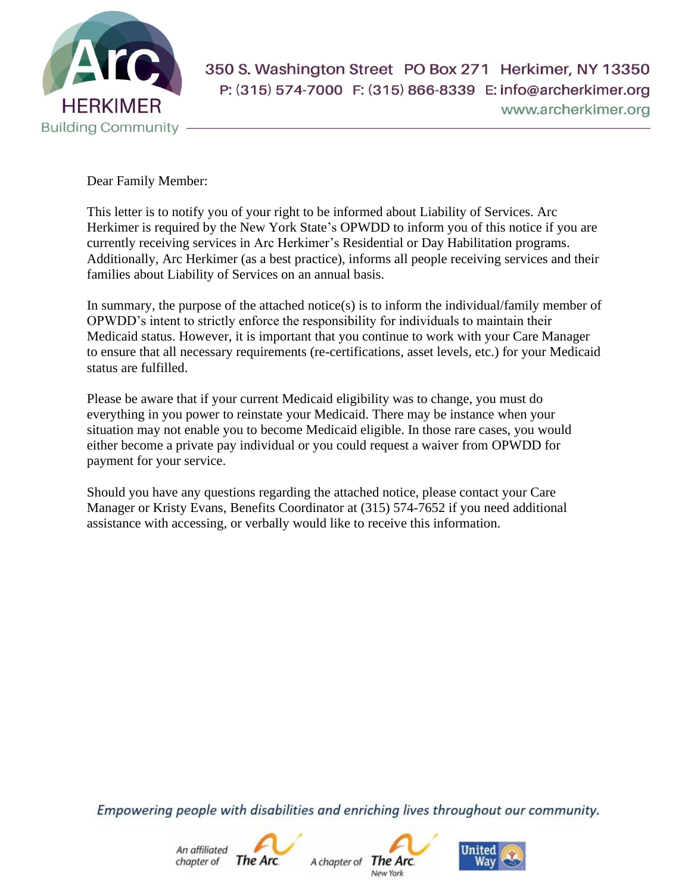Arc HERKIMER
Building Community

350 S. Washington Street PO Box 271 Herkimer, NY 13350
P: (315) 574-7000 F: (315) 866-8339 E: info@archerkimer.org
www.archerkimer.org

Dear Family Member:

This letter is to notify you of your right to be informed about Liability of Services. Arc Herkimer is required by the New York State's OPWDD to inform you of this notice if you are currently receiving services in Arc Herkimer's Residential or Day Habilitation programs. Additionally, Arc Herkimer (as a best practice), informs all people receiving services and their families about Liability of Services on an annual basis.

In summary, the purpose of the attached notice(s) is to inform the individual/family member of OPWDD's intent to strictly enforce the responsibility for individuals to maintain their Medicaid status. However, it is important that you continue to work with your Care Manager to ensure that all necessary requirements (re-certifications, asset levels, etc.) for your Medicaid status are fulfilled.

Please be aware that if your current Medicaid eligibility was to change, you must do everything in you power to reinstate your Medicaid. There may be instance when your situation may not enable you to become Medicaid eligible. In those rare cases, you would either become a private pay individual or you could request a waiver from OPWDD for payment for your service.

Should you have any questions regarding the attached notice, please contact your Care Manager or Kristy Evans, Benefits Coordinator at (315) 574-7652 if you need additional assistance with accessing, or verbally would like to receive this information.

*Empowering people with disabilities and enriching lives throughout our community.*

An affiliated chapter of The Arc. A chapter of The Arc. New York. United Way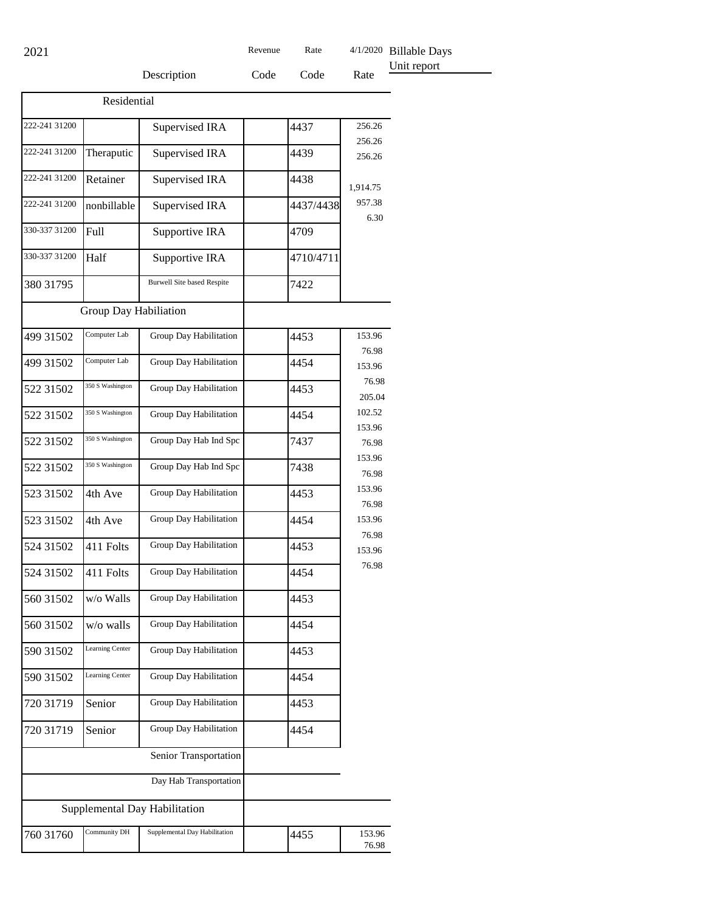2021

| | | Description | Revenue Code | Rate Code | 4/1/2020 Rate | Billable Days Unit report |
|---|---|---|---|---|---|---|
| Residential | | | | | | |
| 222-241 31200 | | Supervised IRA | | 4437 | 256.26 256.26 | |
| 222-241 31200 | Theraputic | Supervised IRA | | 4439 | 256.26 | |
| 222-241 31200 | Retainer | Supervised IRA | | 4438 | 1,914.75 | |
| 222-241 31200 | nonbillable | Supervised IRA | | 4437/4438 | 957.38 6.30 | |
| 330-337 31200 | Full | Supportive IRA | | 4709 | | |
| 330-337 31200 | Half | Supportive IRA | | 4710/4711 | | |
| 380 31795 | | Burwell Site based Respite | | 7422 | | |
| Group Day Habiliation | | | | | | |
| 499 31502 | Computer Lab | Group Day Habilitation | | 4453 | 153.96 76.98 | |
| 499 31502 | Computer Lab | Group Day Habilitation | | 4454 | 153.96 | |
| 522 31502 | 350 S Washington | Group Day Habilitation | | 4453 | 76.98 205.04 | |
| 522 31502 | 350 S Washington | Group Day Habilitation | | 4454 | 102.52 153.96 | |
| 522 31502 | 350 S Washington | Group Day Hab Ind Spc | | 7437 | 76.98 153.96 | |
| 522 31502 | 350 S Washington | Group Day Hab Ind Spc | | 7438 | 76.98 | |
| 523 31502 | 4th Ave | Group Day Habilitation | | 4453 | 153.96 76.98 | |
| 523 31502 | 4th Ave | Group Day Habilitation | | 4454 | 153.96 76.98 | |
| 524 31502 | 411 Folts | Group Day Habilitation | | 4453 | 153.96 | |
| 524 31502 | 411 Folts | Group Day Habilitation | | 4454 | 76.98 | |
| 560 31502 | w/o Walls | Group Day Habilitation | | 4453 | | |
| 560 31502 | w/o walls | Group Day Habilitation | | 4454 | | |
| 590 31502 | Learning Center | Group Day Habilitation | | 4453 | | |
| 590 31502 | Learning Center | Group Day Habilitation | | 4454 | | |
| 720 31719 | Senior | Group Day Habilitation | | 4453 | | |
| 720 31719 | Senior | Group Day Habilitation | | 4454 | | |
| | | Senior Transportation | | | | |
| | | Day Hab Transportation | | | | |
| Supplemental Day Habilitation | | | | | | |
| 760 31760 | Community DH | Supplemental Day Habilitation | | 4455 | 153.96 76.98 | |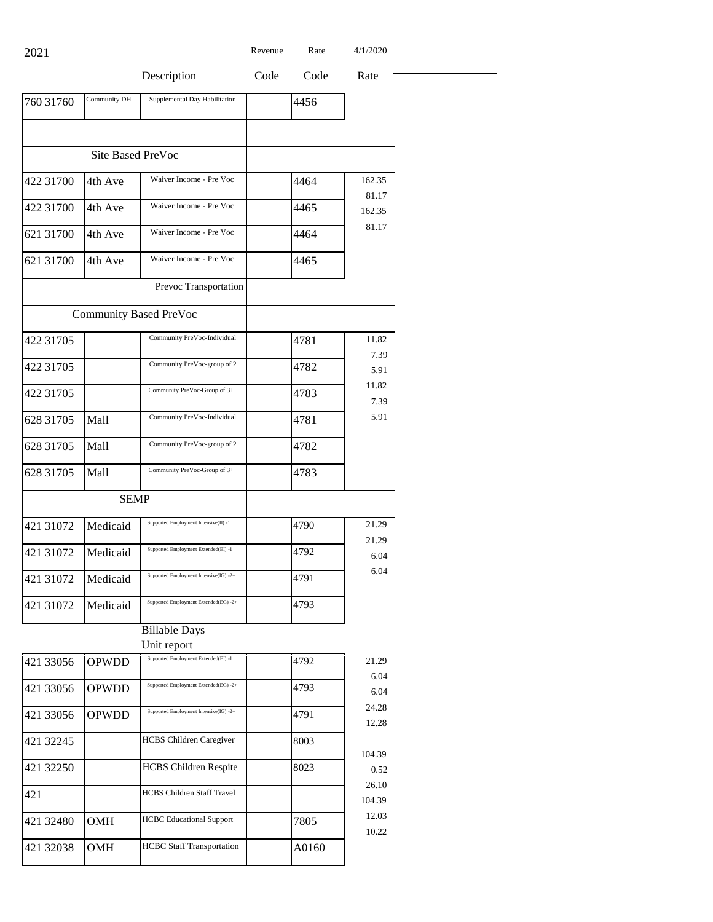2021

| | | Description | Revenue Code | Rate Code | 4/1/2020 Rate |
|---|---|---|---|---|---|
| 760 31760 | Community DH | Supplemental Day Habilitation | | 4456 | |
| | | | | | |
| | Site Based PreVoc | | | | |
| 422 31700 | 4th Ave | Waiver Income - Pre Voc | | 4464 | 162.35 81.17 |
| 422 31700 | 4th Ave | Waiver Income - Pre Voc | | 4465 | 162.35 |
| 621 31700 | 4th Ave | Waiver Income - Pre Voc | | 4464 | 81.17 |
| 621 31700 | 4th Ave | Waiver Income - Pre Voc | | 4465 | |
| | | Prevoc Transportation | | | |
| | Community Based PreVoc | | | | |
| 422 31705 | | Community PreVoc-Individual | | 4781 | 11.82 7.39 |
| 422 31705 | | Community PreVoc-group of 2 | | 4782 | 5.91 |
| 422 31705 | | Community PreVoc-Group of 3+ | | 4783 | 11.82 7.39 |
| 628 31705 | Mall | Community PreVoc-Individual | | 4781 | 5.91 |
| 628 31705 | Mall | Community PreVoc-group of 2 | | 4782 | |
| 628 31705 | Mall | Community PreVoc-Group of 3+ | | 4783 | |
| | SEMP | | | | |
| 421 31072 | Medicaid | Supported Employment Intensive(II) -1 | | 4790 | 21.29 21.29 |
| 421 31072 | Medicaid | Supported Employment Extended(EI) -1 | | 4792 | 6.04 |
| 421 31072 | Medicaid | Supported Employment Intensive(IG) -2+ | | 4791 | 6.04 |
| 421 31072 | Medicaid | Supported Employment Extended(EG) -2+ | | 4793 | |

Billable Days
Unit report

| | | | | | |
|---|---|---|---|---|---|
| 421 33056 | OPWDD | Supported Employment Extended(EI) -1 | | 4792 | 21.29 6.04 |
| 421 33056 | OPWDD | Supported Employment Extended(EG) -2+ | | 4793 | 6.04 |
| 421 33056 | OPWDD | Supported Employment Intensive(IG) -2+ | | 4791 | 24.28 12.28 |
| 421 32245 | | HCBS Children Caregiver | | 8003 | 104.39 |
| 421 32250 | | HCBS Children Respite | | 8023 | 0.52 |
| 421 | | HCBS Children Staff Travel | | | 26.10 104.39 |
| 421 32480 | OMH | HCBC Educational Support | | 7805 | 12.03 10.22 |
| 421 32038 | OMH | HCBC Staff Transportation | | A0160 | |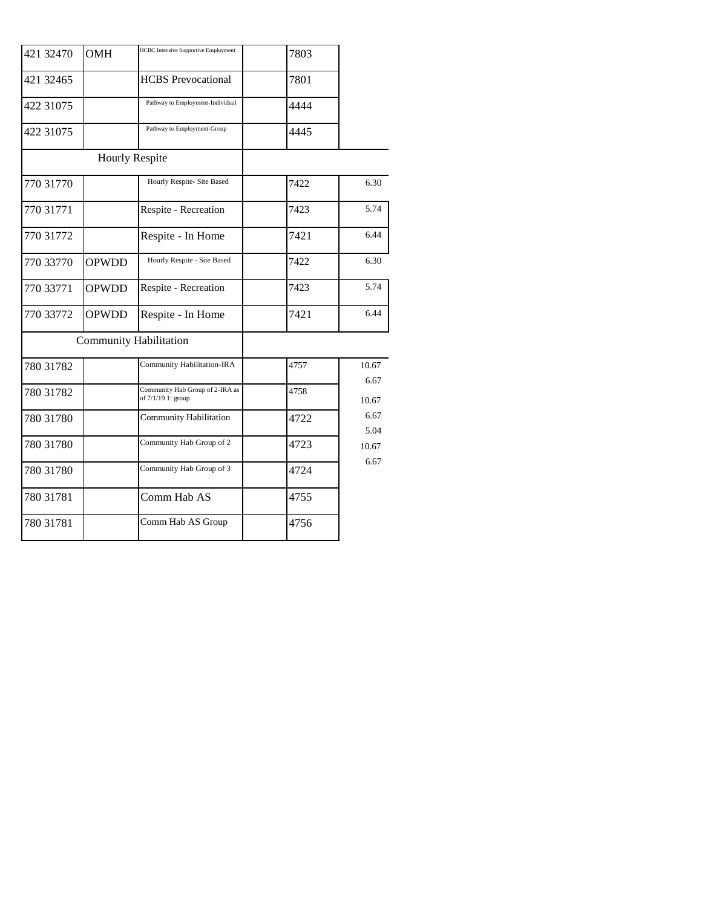| | | | | | |
|---|---|---|---|---|---|
| 421 32470 | OMH | HCBC Intensive Supportive Employment | | 7803 | |
| 421 32465 | | HCBS Prevocational | | 7801 | |
| 422 31075 | | Pathway to Employment-Individual | | 4444 | |
| 422 31075 | | Pathway to Employment-Group | | 4445 | |
| Hourly Respite | | | | | |
| 770 31770 | | Hourly Respite- Site Based | | 7422 | 6.30 |
| 770 31771 | | Respite - Recreation | | 7423 | 5.74 |
| 770 31772 | | Respite - In Home | | 7421 | 6.44 |
| 770 33770 | OPWDD | Hourly Respite - Site Based | | 7422 | 6.30 |
| 770 33771 | OPWDD | Respite - Recreation | | 7423 | 5.74 |
| 770 33772 | OPWDD | Respite - In Home | | 7421 | 6.44 |
| Community Habilitation | | | | | |
| 780 31782 | | Community Habilitation-IRA | | 4757 | 10.67 6.67 |
| 780 31782 | | Community Hab Group of 2-IRA as of 7/1/19 1: group | | 4758 | 10.67 |
| 780 31780 | | Community Habilitation | | 4722 | 6.67 5.04 |
| 780 31780 | | Community Hab Group of 2 | | 4723 | 10.67 |
| 780 31780 | | Community Hab Group of 3 | | 4724 | 6.67 |
| 780 31781 | | Comm Hab AS | | 4755 | |
| 780 31781 | | Comm Hab AS Group | | 4756 | |